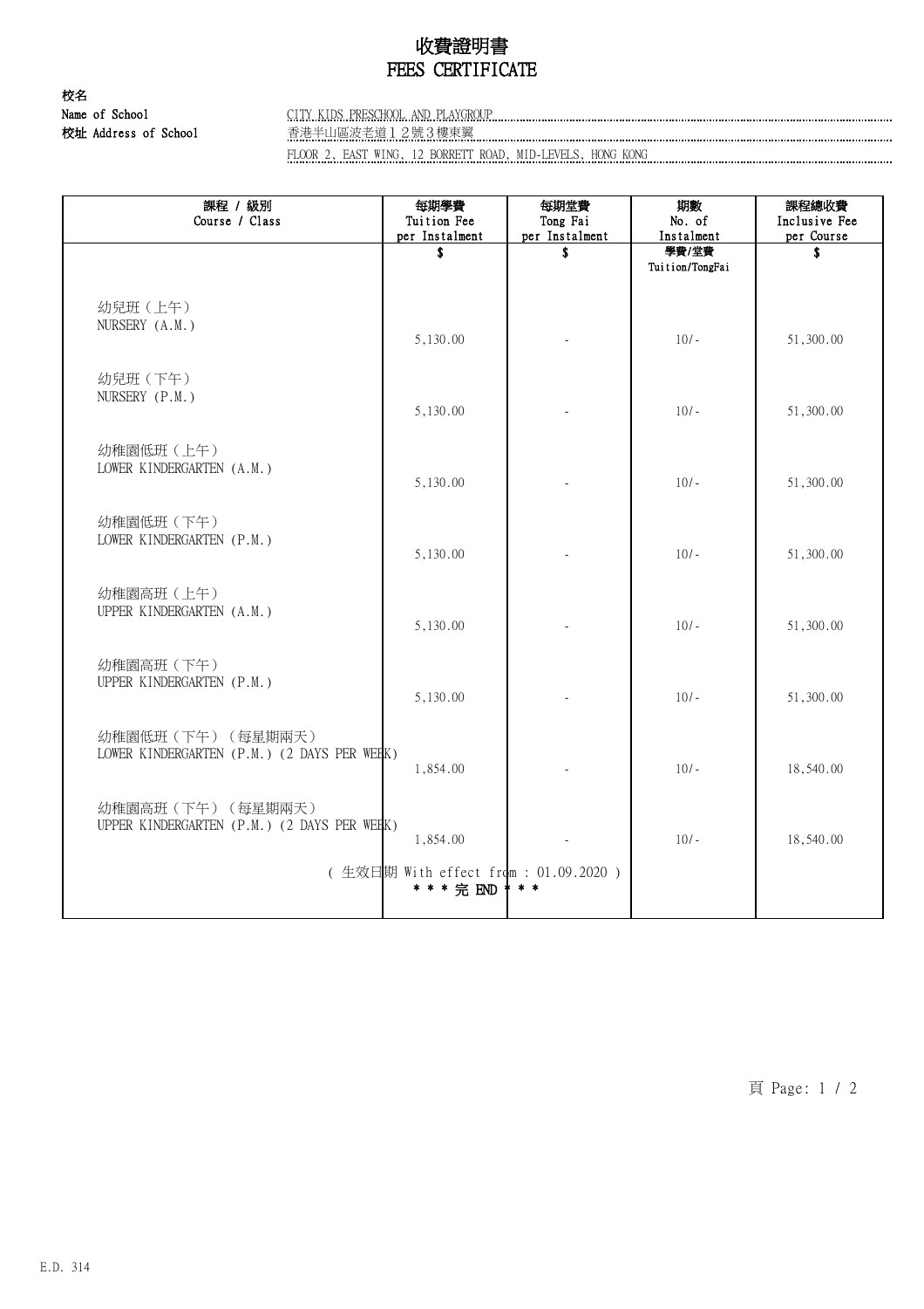# 收費證明書
# FEES CERTIFICATE

**校名**
**Name of School** CITY KIDS PRESCHOOL AND PLAYGROUP
**校址 Address of School** 香港半山區波老道１２號３樓東翼
FLOOR 2, EAST WING, 12 BORRETT ROAD, MID-LEVELS, HONG KONG

| 課程 / 級別<br>Course / Class | 每期學費<br>Tuition Fee<br>per Instalment<br>$ | 每期堂費<br>Tong Fai<br>per Instalment<br>$ | 期數<br>No. of<br>Instalment<br>學費/堂費<br>Tuition/TongFai | 課程總收費<br>Inclusive Fee<br>per Course<br>$ |
|---|---|---|---|---|
| 幼兒班（上午）<br>NURSERY (A.M.) | 5,130.00 | - | 10/- | 51,300.00 |
| 幼兒班（下午）<br>NURSERY (P.M.) | 5,130.00 | - | 10/- | 51,300.00 |
| 幼稚園低班（上午）<br>LOWER KINDERGARTEN (A.M.) | 5,130.00 | - | 10/- | 51,300.00 |
| 幼稚園低班（下午）<br>LOWER KINDERGARTEN (P.M.) | 5,130.00 | - | 10/- | 51,300.00 |
| 幼稚園高班（上午）<br>UPPER KINDERGARTEN (A.M.) | 5,130.00 | - | 10/- | 51,300.00 |
| 幼稚園高班（下午）<br>UPPER KINDERGARTEN (P.M.) | 5,130.00 | - | 10/- | 51,300.00 |
| 幼稚園低班（下午）（每星期兩天）<br>LOWER KINDERGARTEN (P.M.) (2 DAYS PER WEEK) | 1,854.00 | - | 10/- | 18,540.00 |
| 幼稚園高班（下午）（每星期兩天）<br>UPPER KINDERGARTEN (P.M.) (2 DAYS PER WEEK) | 1,854.00 | - | 10/- | 18,540.00 |

( 生效日期 With effect from : 01.09.2020 )
* * * 完 END * * *

E.D. 314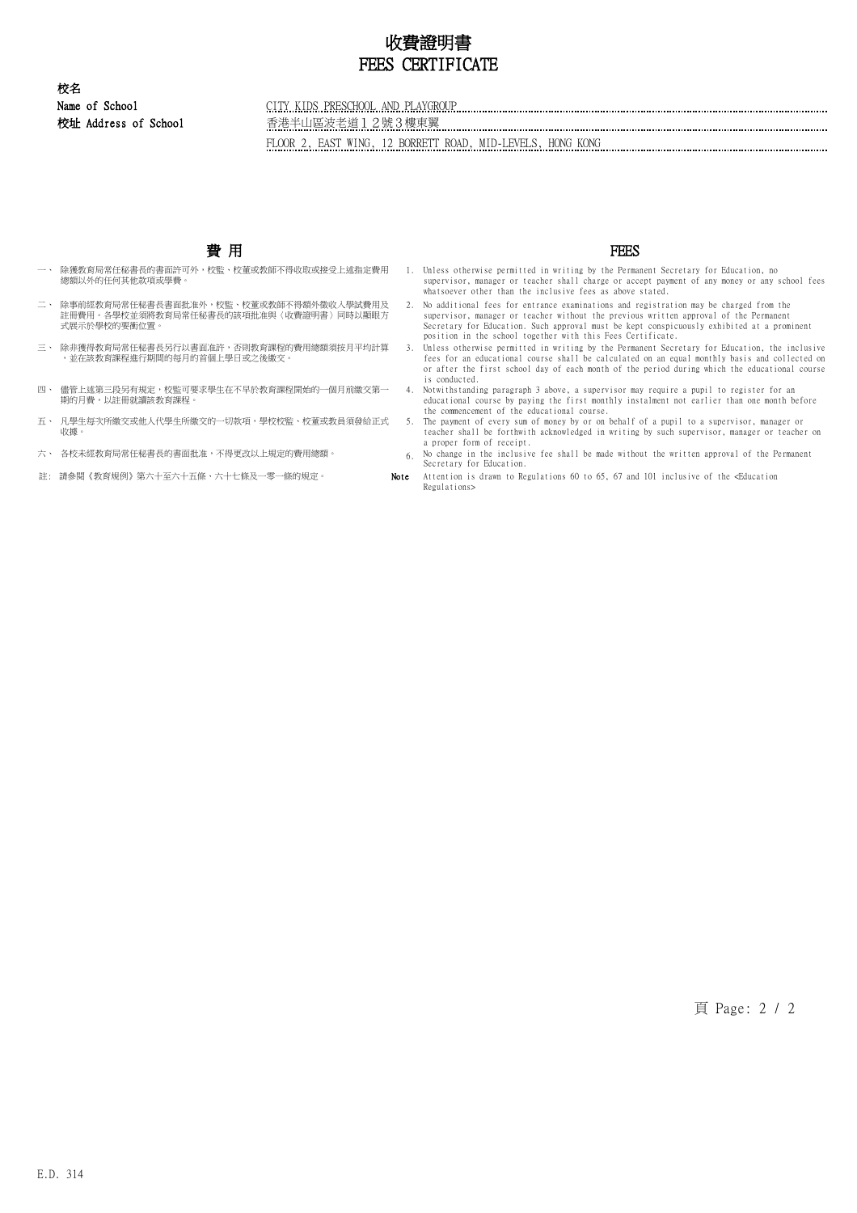# 收費證明書
# FEES CERTIFICATE

**校名**
**Name of School** CITY KIDS PRESCHOOL AND PLAYGROUP
**校址 Address of School** 香港半山區波老道１２號３樓東翼
FLOOR 2, EAST WING, 12 BORRETT ROAD, MID-LEVELS, HONG KONG

## 費 用

一、 除獲教育局常任秘書長的書面許可外，校監、校董或教師不得收取或接受上述指定費用總額以外的任何其他款項或學費。

二、 除事前經教育局常任秘書長書面批准外，校監、校董或教師不得額外徵收入學試費用及註冊費用。各學校並須將教育局常任秘書長的該項批准與〈收費證明書〉同時以顯眼方式展示於學校的要衝位置。

三、 除非獲得教育局常任秘書長另行以書面准許，否則教育課程的費用總額須按月平均計算，並在該教育課程進行期間的每月的首個上學日或之後繳交。

四、 儘管上述第三段另有規定，校監可要求學生在不早於教育課程開始的一個月前繳交第一期的月費，以註冊就讀該教育課程。

五、 凡學生每次所繳交或他人代學生所繳交的一切款項，學校校監、校董或教員須發給正式收據。

六、 各校未經教育局常任秘書長的書面批准，不得更改以上規定的費用總額。

註: 請參閱《教育規例》第六十至六十五條、六十七條及一零一條的規定。

## FEES

1. Unless otherwise permitted in writing by the Permanent Secretary for Education, no supervisor, manager or teacher shall charge or accept payment of any money or any school fees whatsoever other than the inclusive fees as above stated.
2. No additional fees for entrance examinations and registration may be charged from the supervisor, manager or teacher without the previous written approval of the Permanent Secretary for Education. Such approval must be kept conspicuously exhibited at a prominent position in the school together with this Fees Certificate.
3. Unless otherwise permitted in writing by the Permanent Secretary for Education, the inclusive fees for an educational course shall be calculated on an equal monthly basis and collected on or after the first school day of each month of the period during which the educational course is conducted.
4. Notwithstanding paragraph 3 above, a supervisor may require a pupil to register for an educational course by paying the first monthly instalment not earlier than one month before the commencement of the educational course.
5. The payment of every sum of money by or on behalf of a pupil to a supervisor, manager or teacher shall be forthwith acknowledged in writing by such supervisor, manager or teacher on a proper form of receipt.
6. No change in the inclusive fee shall be made without the written approval of the Permanent Secretary for Education.

**Note** Attention is drawn to Regulations 60 to 65, 67 and 101 inclusive of the <Education Regulations>

E.D. 314